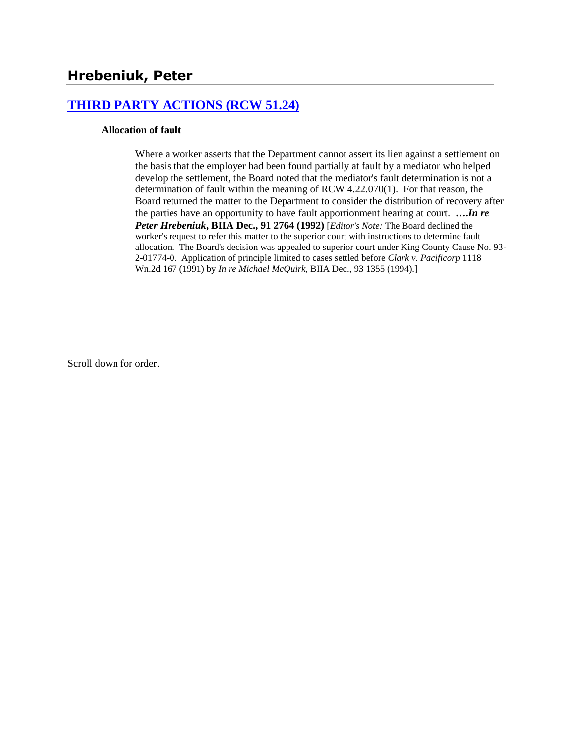## Hrebeniuk, Peter

### [THIRD PARTY ACTIONS (RCW 51.24)]

**Allocation of fault**

Where a worker asserts that the Department cannot assert its lien against a settlement on the basis that the employer had been found partially at fault by a mediator who helped develop the settlement, the Board noted that the mediator's fault determination is not a determination of fault within the meaning of RCW 4.22.070(1). For that reason, the Board returned the matter to the Department to consider the distribution of recovery after the parties have an opportunity to have fault apportionment hearing at court. ***….In re Peter Hrebeniuk*, BIIA Dec., 91 2764 (1992)** [*Editor's Note:* The Board declined the worker's request to refer this matter to the superior court with instructions to determine fault allocation. The Board's decision was appealed to superior court under King County Cause No. 93-2-01774-0. Application of principle limited to cases settled before *Clark v. Pacificorp* 1118 Wn.2d 167 (1991) by *In re Michael McQuirk*, BIIA Dec., 93 1355 (1994).]

Scroll down for order.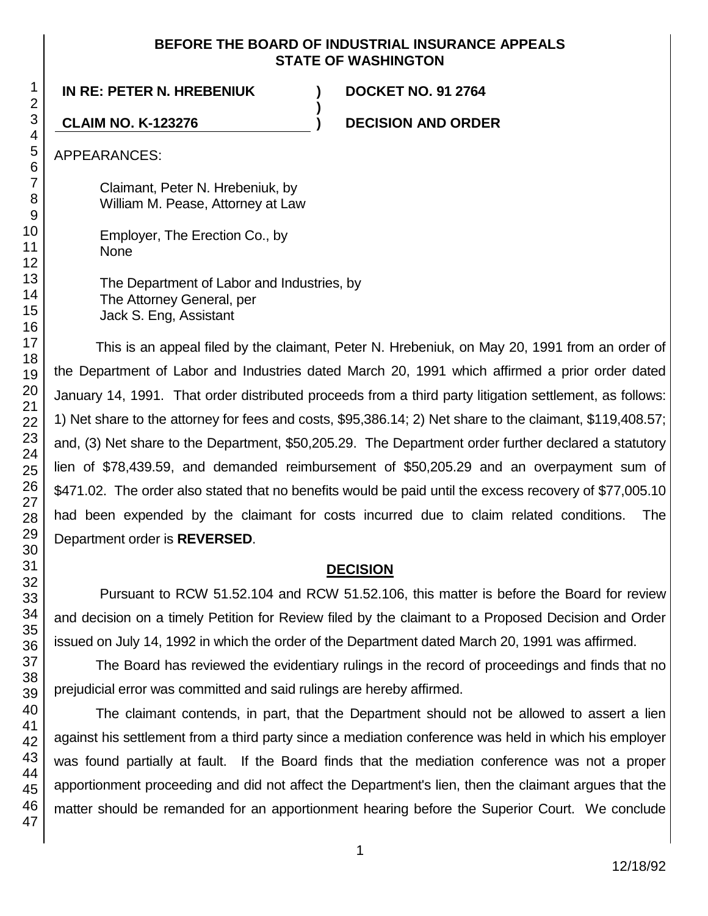**BEFORE THE BOARD OF INDUSTRIAL INSURANCE APPEALS**
**STATE OF WASHINGTON**

| | | |
|---|---|---|
| **IN RE: PETER N. HREBENIUK** | **)** | **DOCKET NO. 91 2764** |
| | **)** | |
| **CLAIM NO. K-123276** | **)** | **DECISION AND ORDER** |

APPEARANCES:

Claimant, Peter N. Hrebeniuk, by
William M. Pease, Attorney at Law

Employer, The Erection Co., by
None

The Department of Labor and Industries, by
The Attorney General, per
Jack S. Eng, Assistant

This is an appeal filed by the claimant, Peter N. Hrebeniuk, on May 20, 1991 from an order of the Department of Labor and Industries dated March 20, 1991 which affirmed a prior order dated January 14, 1991. That order distributed proceeds from a third party litigation settlement, as follows: 1) Net share to the attorney for fees and costs, $95,386.14; 2) Net share to the claimant, $119,408.57; and, (3) Net share to the Department, $50,205.29. The Department order further declared a statutory lien of $78,439.59, and demanded reimbursement of $50,205.29 and an overpayment sum of $471.02. The order also stated that no benefits would be paid until the excess recovery of $77,005.10 had been expended by the claimant for costs incurred due to claim related conditions. The Department order is **REVERSED**.

## DECISION

Pursuant to RCW 51.52.104 and RCW 51.52.106, this matter is before the Board for review and decision on a timely Petition for Review filed by the claimant to a Proposed Decision and Order issued on July 14, 1992 in which the order of the Department dated March 20, 1991 was affirmed.

The Board has reviewed the evidentiary rulings in the record of proceedings and finds that no prejudicial error was committed and said rulings are hereby affirmed.

The claimant contends, in part, that the Department should not be allowed to assert a lien against his settlement from a third party since a mediation conference was held in which his employer was found partially at fault. If the Board finds that the mediation conference was not a proper apportionment proceeding and did not affect the Department's lien, then the claimant argues that the matter should be remanded for an apportionment hearing before the Superior Court. We conclude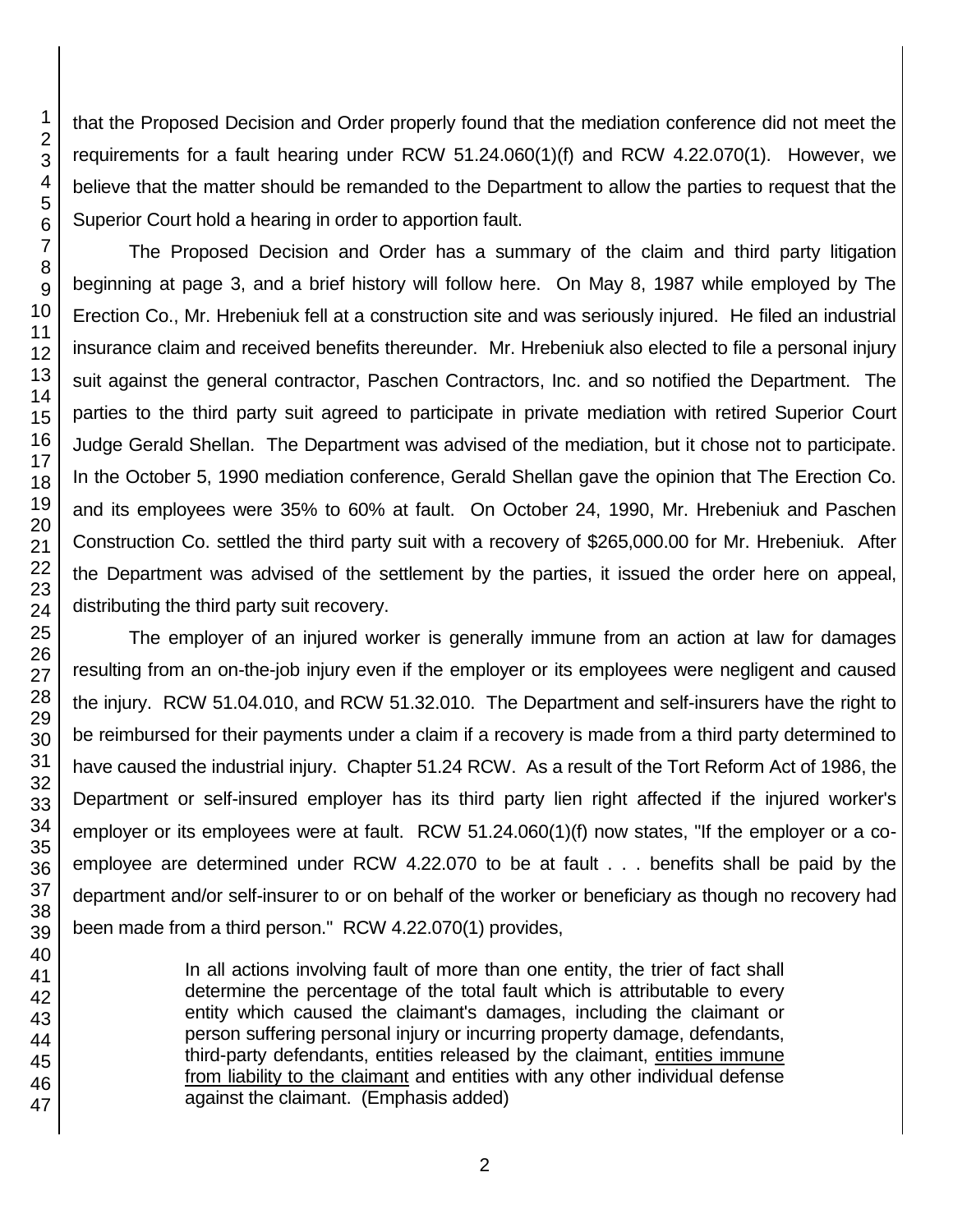that the Proposed Decision and Order properly found that the mediation conference did not meet the requirements for a fault hearing under RCW 51.24.060(1)(f) and RCW 4.22.070(1). However, we believe that the matter should be remanded to the Department to allow the parties to request that the Superior Court hold a hearing in order to apportion fault.

The Proposed Decision and Order has a summary of the claim and third party litigation beginning at page 3, and a brief history will follow here. On May 8, 1987 while employed by The Erection Co., Mr. Hrebeniuk fell at a construction site and was seriously injured. He filed an industrial insurance claim and received benefits thereunder. Mr. Hrebeniuk also elected to file a personal injury suit against the general contractor, Paschen Contractors, Inc. and so notified the Department. The parties to the third party suit agreed to participate in private mediation with retired Superior Court Judge Gerald Shellan. The Department was advised of the mediation, but it chose not to participate. In the October 5, 1990 mediation conference, Gerald Shellan gave the opinion that The Erection Co. and its employees were 35% to 60% at fault. On October 24, 1990, Mr. Hrebeniuk and Paschen Construction Co. settled the third party suit with a recovery of $265,000.00 for Mr. Hrebeniuk. After the Department was advised of the settlement by the parties, it issued the order here on appeal, distributing the third party suit recovery.

The employer of an injured worker is generally immune from an action at law for damages resulting from an on-the-job injury even if the employer or its employees were negligent and caused the injury. RCW 51.04.010, and RCW 51.32.010. The Department and self-insurers have the right to be reimbursed for their payments under a claim if a recovery is made from a third party determined to have caused the industrial injury. Chapter 51.24 RCW. As a result of the Tort Reform Act of 1986, the Department or self-insured employer has its third party lien right affected if the injured worker's employer or its employees were at fault. RCW 51.24.060(1)(f) now states, "If the employer or a co-employee are determined under RCW 4.22.070 to be at fault . . . benefits shall be paid by the department and/or self-insurer to or on behalf of the worker or beneficiary as though no recovery had been made from a third person." RCW 4.22.070(1) provides,

> In all actions involving fault of more than one entity, the trier of fact shall determine the percentage of the total fault which is attributable to every entity which caused the claimant's damages, including the claimant or person suffering personal injury or incurring property damage, defendants, third-party defendants, entities released by the claimant, <u>entities immune from liability to the claimant</u> and entities with any other individual defense against the claimant. (Emphasis added)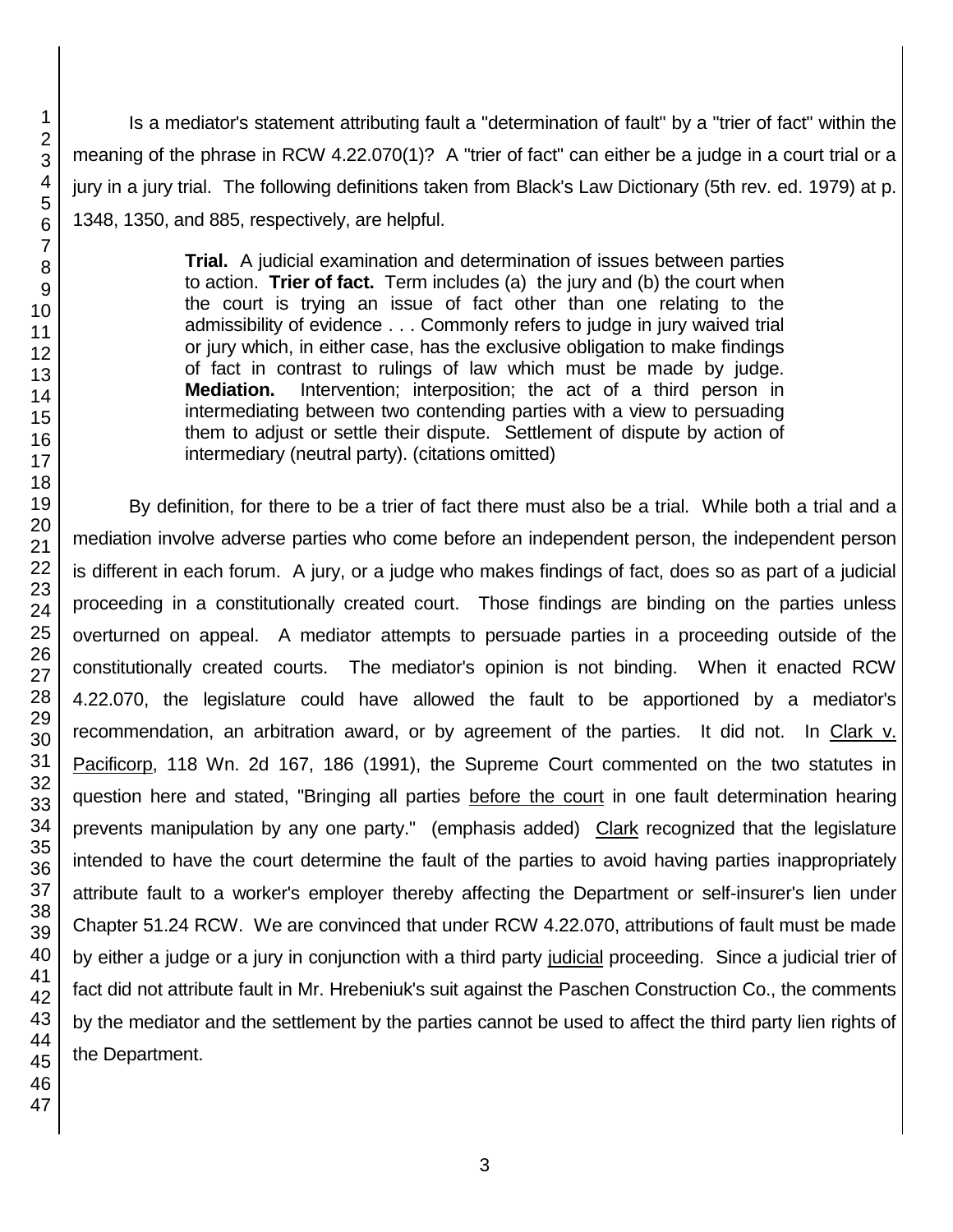Is a mediator's statement attributing fault a "determination of fault" by a "trier of fact" within the meaning of the phrase in RCW 4.22.070(1)? A "trier of fact" can either be a judge in a court trial or a jury in a jury trial. The following definitions taken from Black's Law Dictionary (5th rev. ed. 1979) at p. 1348, 1350, and 885, respectively, are helpful.

> **Trial.** A judicial examination and determination of issues between parties to action. **Trier of fact.** Term includes (a) the jury and (b) the court when the court is trying an issue of fact other than one relating to the admissibility of evidence . . . Commonly refers to judge in jury waived trial or jury which, in either case, has the exclusive obligation to make findings of fact in contrast to rulings of law which must be made by judge. **Mediation.** Intervention; interposition; the act of a third person in intermediating between two contending parties with a view to persuading them to adjust or settle their dispute. Settlement of dispute by action of intermediary (neutral party). (citations omitted)

By definition, for there to be a trier of fact there must also be a trial. While both a trial and a mediation involve adverse parties who come before an independent person, the independent person is different in each forum. A jury, or a judge who makes findings of fact, does so as part of a judicial proceeding in a constitutionally created court. Those findings are binding on the parties unless overturned on appeal. A mediator attempts to persuade parties in a proceeding outside of the constitutionally created courts. The mediator's opinion is not binding. When it enacted RCW 4.22.070, the legislature could have allowed the fault to be apportioned by a mediator's recommendation, an arbitration award, or by agreement of the parties. It did not. In Clark v. Pacificorp, 118 Wn. 2d 167, 186 (1991), the Supreme Court commented on the two statutes in question here and stated, "Bringing all parties before the court in one fault determination hearing prevents manipulation by any one party." (emphasis added) Clark recognized that the legislature intended to have the court determine the fault of the parties to avoid having parties inappropriately attribute fault to a worker's employer thereby affecting the Department or self-insurer's lien under Chapter 51.24 RCW. We are convinced that under RCW 4.22.070, attributions of fault must be made by either a judge or a jury in conjunction with a third party judicial proceeding. Since a judicial trier of fact did not attribute fault in Mr. Hrebeniuk's suit against the Paschen Construction Co., the comments by the mediator and the settlement by the parties cannot be used to affect the third party lien rights of the Department.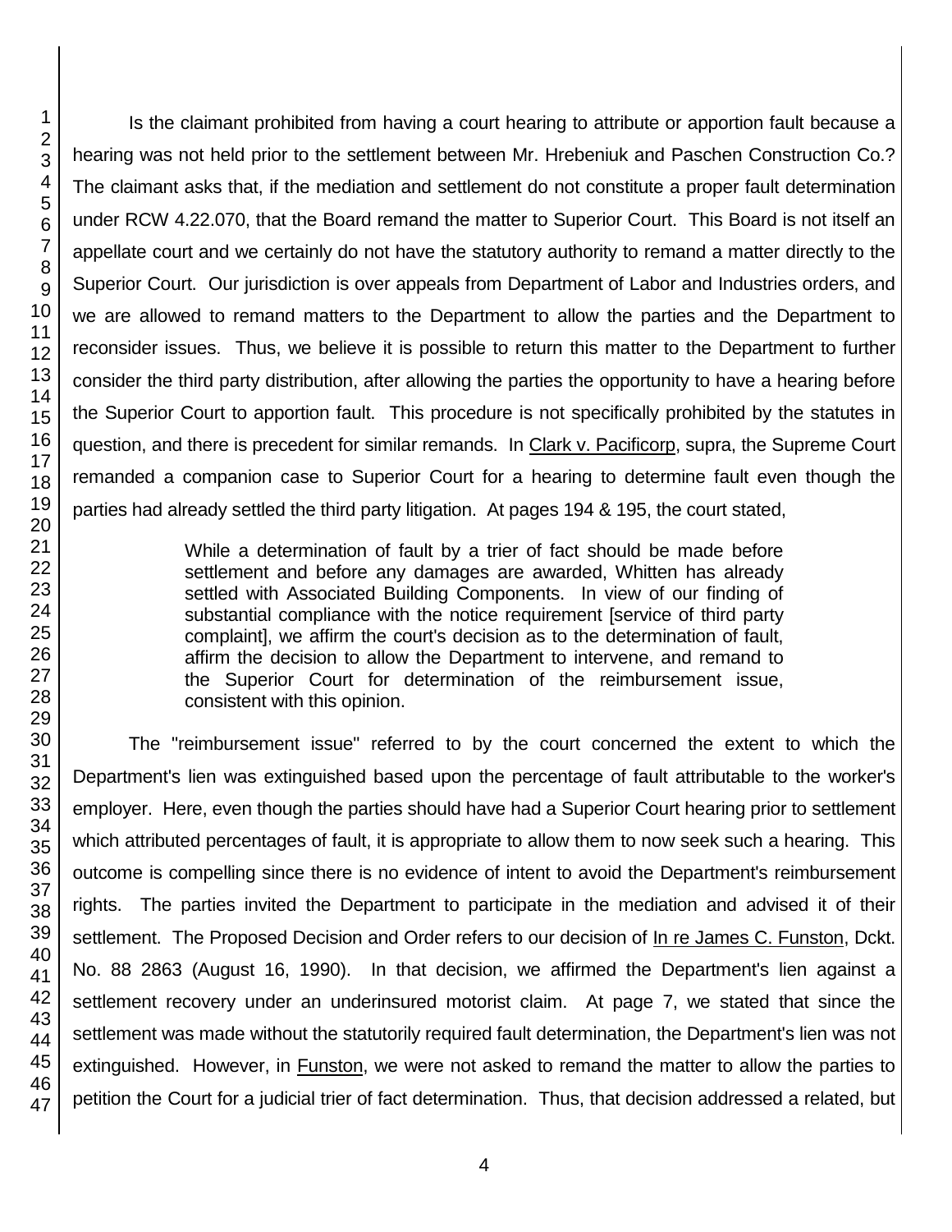Is the claimant prohibited from having a court hearing to attribute or apportion fault because a hearing was not held prior to the settlement between Mr. Hrebeniuk and Paschen Construction Co.? The claimant asks that, if the mediation and settlement do not constitute a proper fault determination under RCW 4.22.070, that the Board remand the matter to Superior Court. This Board is not itself an appellate court and we certainly do not have the statutory authority to remand a matter directly to the Superior Court. Our jurisdiction is over appeals from Department of Labor and Industries orders, and we are allowed to remand matters to the Department to allow the parties and the Department to reconsider issues. Thus, we believe it is possible to return this matter to the Department to further consider the third party distribution, after allowing the parties the opportunity to have a hearing before the Superior Court to apportion fault. This procedure is not specifically prohibited by the statutes in question, and there is precedent for similar remands. In Clark v. Pacificorp, supra, the Supreme Court remanded a companion case to Superior Court for a hearing to determine fault even though the parties had already settled the third party litigation. At pages 194 & 195, the court stated,

> While a determination of fault by a trier of fact should be made before settlement and before any damages are awarded, Whitten has already settled with Associated Building Components. In view of our finding of substantial compliance with the notice requirement [service of third party complaint], we affirm the court's decision as to the determination of fault, affirm the decision to allow the Department to intervene, and remand to the Superior Court for determination of the reimbursement issue, consistent with this opinion.

The "reimbursement issue" referred to by the court concerned the extent to which the Department's lien was extinguished based upon the percentage of fault attributable to the worker's employer. Here, even though the parties should have had a Superior Court hearing prior to settlement which attributed percentages of fault, it is appropriate to allow them to now seek such a hearing. This outcome is compelling since there is no evidence of intent to avoid the Department's reimbursement rights. The parties invited the Department to participate in the mediation and advised it of their settlement. The Proposed Decision and Order refers to our decision of In re James C. Funston, Dckt. No. 88 2863 (August 16, 1990). In that decision, we affirmed the Department's lien against a settlement recovery under an underinsured motorist claim. At page 7, we stated that since the settlement was made without the statutorily required fault determination, the Department's lien was not extinguished. However, in Funston, we were not asked to remand the matter to allow the parties to petition the Court for a judicial trier of fact determination. Thus, that decision addressed a related, but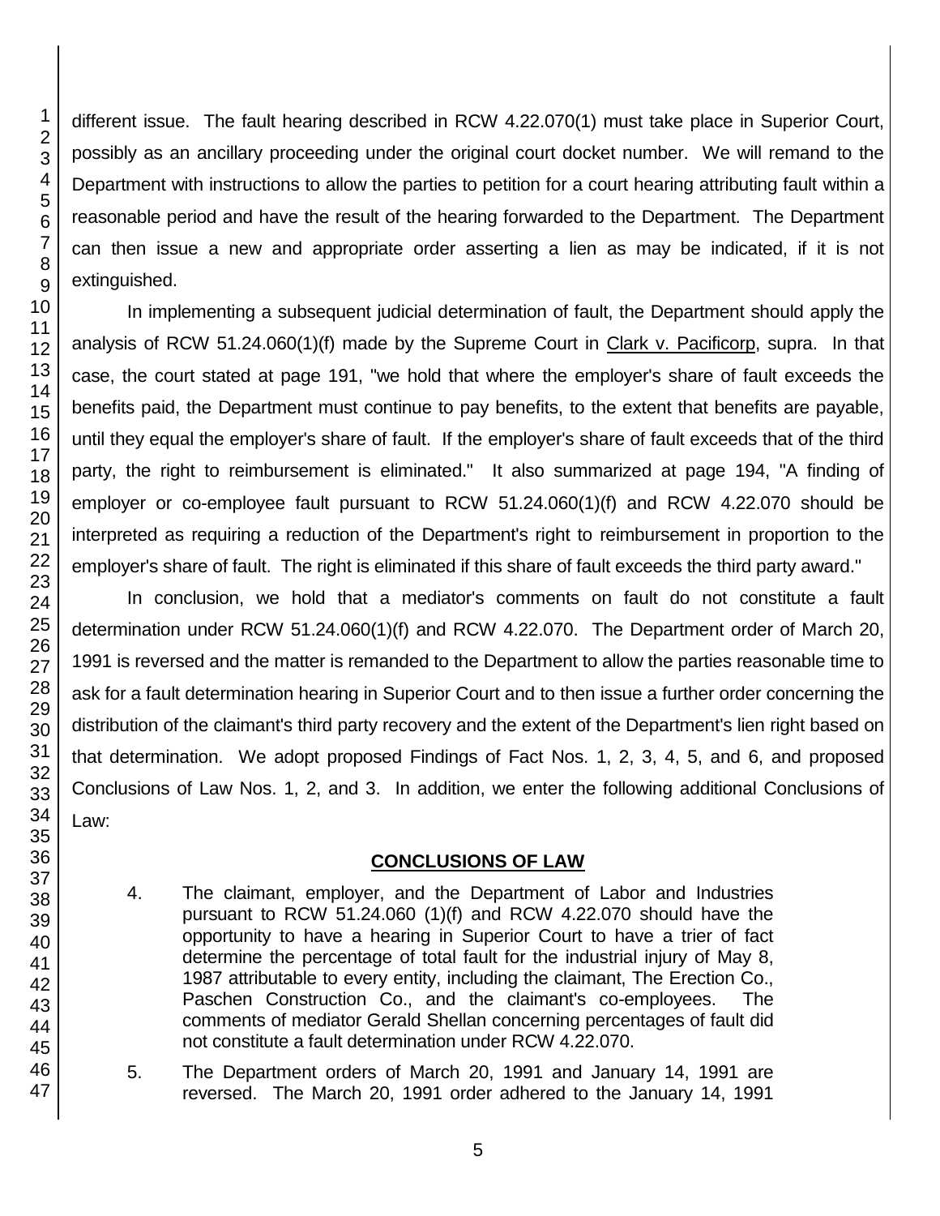different issue. The fault hearing described in RCW 4.22.070(1) must take place in Superior Court, possibly as an ancillary proceeding under the original court docket number. We will remand to the Department with instructions to allow the parties to petition for a court hearing attributing fault within a reasonable period and have the result of the hearing forwarded to the Department. The Department can then issue a new and appropriate order asserting a lien as may be indicated, if it is not extinguished.

In implementing a subsequent judicial determination of fault, the Department should apply the analysis of RCW 51.24.060(1)(f) made by the Supreme Court in Clark v. Pacificorp, supra. In that case, the court stated at page 191, "we hold that where the employer's share of fault exceeds the benefits paid, the Department must continue to pay benefits, to the extent that benefits are payable, until they equal the employer's share of fault. If the employer's share of fault exceeds that of the third party, the right to reimbursement is eliminated." It also summarized at page 194, "A finding of employer or co-employee fault pursuant to RCW 51.24.060(1)(f) and RCW 4.22.070 should be interpreted as requiring a reduction of the Department's right to reimbursement in proportion to the employer's share of fault. The right is eliminated if this share of fault exceeds the third party award."

In conclusion, we hold that a mediator's comments on fault do not constitute a fault determination under RCW 51.24.060(1)(f) and RCW 4.22.070. The Department order of March 20, 1991 is reversed and the matter is remanded to the Department to allow the parties reasonable time to ask for a fault determination hearing in Superior Court and to then issue a further order concerning the distribution of the claimant's third party recovery and the extent of the Department's lien right based on that determination. We adopt proposed Findings of Fact Nos. 1, 2, 3, 4, 5, and 6, and proposed Conclusions of Law Nos. 1, 2, and 3. In addition, we enter the following additional Conclusions of Law:

## CONCLUSIONS OF LAW

4. The claimant, employer, and the Department of Labor and Industries pursuant to RCW 51.24.060 (1)(f) and RCW 4.22.070 should have the opportunity to have a hearing in Superior Court to have a trier of fact determine the percentage of total fault for the industrial injury of May 8, 1987 attributable to every entity, including the claimant, The Erection Co., Paschen Construction Co., and the claimant's co-employees. The comments of mediator Gerald Shellan concerning percentages of fault did not constitute a fault determination under RCW 4.22.070.

5. The Department orders of March 20, 1991 and January 14, 1991 are reversed. The March 20, 1991 order adhered to the January 14, 1991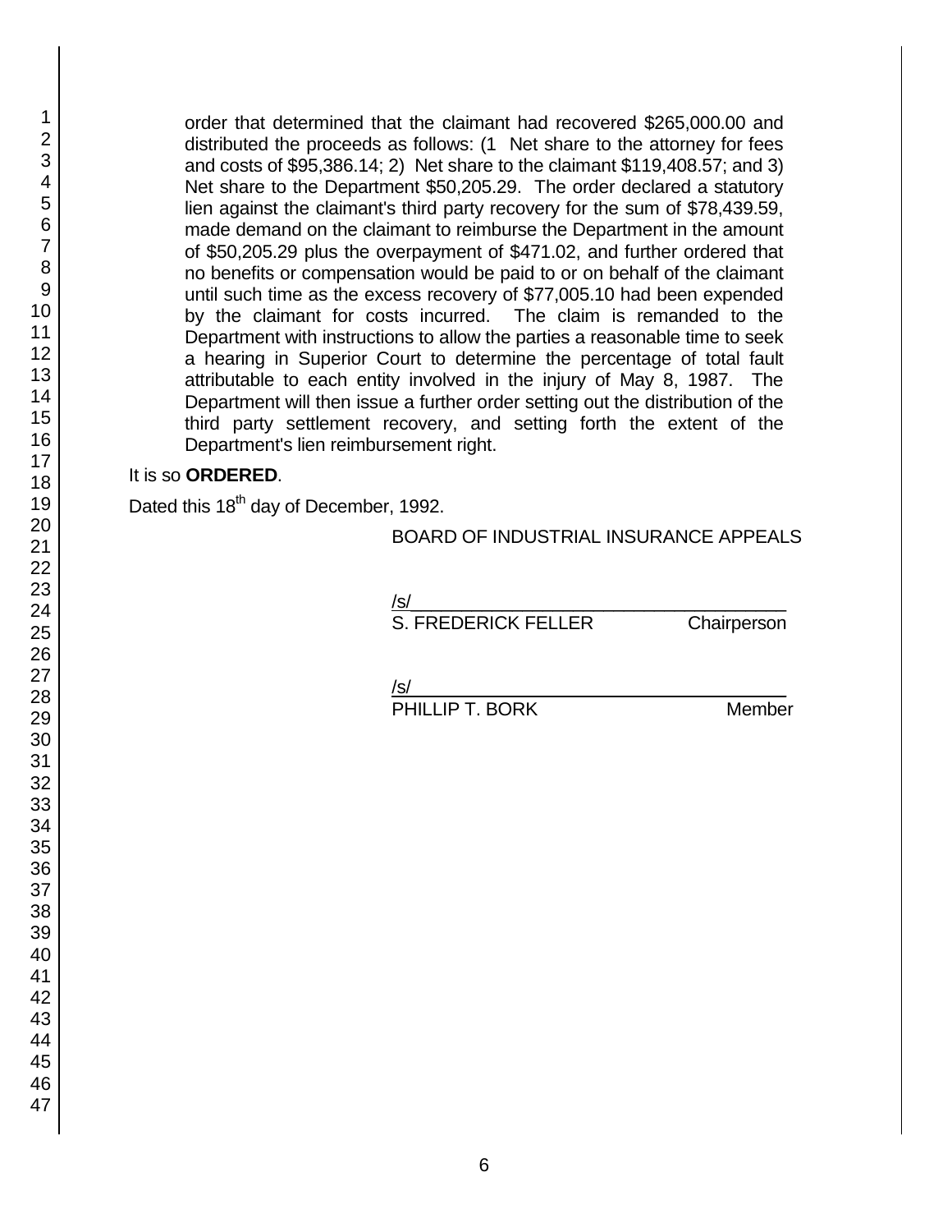order that determined that the claimant had recovered $265,000.00 and distributed the proceeds as follows: (1 Net share to the attorney for fees and costs of $95,386.14; 2) Net share to the claimant $119,408.57; and 3) Net share to the Department $50,205.29. The order declared a statutory lien against the claimant's third party recovery for the sum of $78,439.59, made demand on the claimant to reimburse the Department in the amount of $50,205.29 plus the overpayment of $471.02, and further ordered that no benefits or compensation would be paid to or on behalf of the claimant until such time as the excess recovery of $77,005.10 had been expended by the claimant for costs incurred. The claim is remanded to the Department with instructions to allow the parties a reasonable time to seek a hearing in Superior Court to determine the percentage of total fault attributable to each entity involved in the injury of May 8, 1987. The Department will then issue a further order setting out the distribution of the third party settlement recovery, and setting forth the extent of the Department's lien reimbursement right.

It is so **ORDERED**.

Dated this 18th day of December, 1992.

BOARD OF INDUSTRIAL INSURANCE APPEALS

/s/
S. FREDERICK FELLER Chairperson

/s/
PHILLIP T. BORK Member